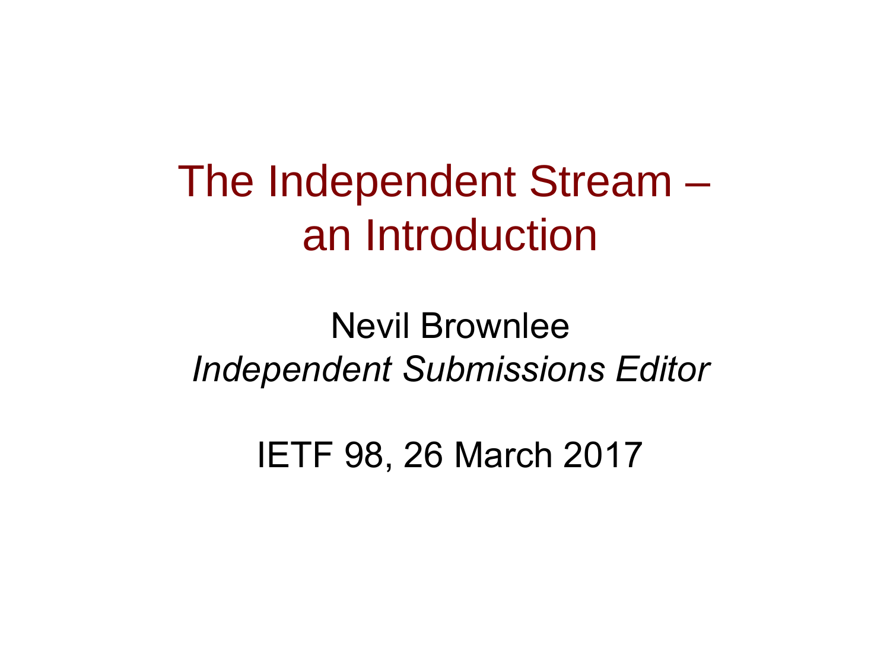# The Independent Stream – an Introduction

Nevil Brownlee

*Independent Submissions Editor*

IETF 98, 26 March 2017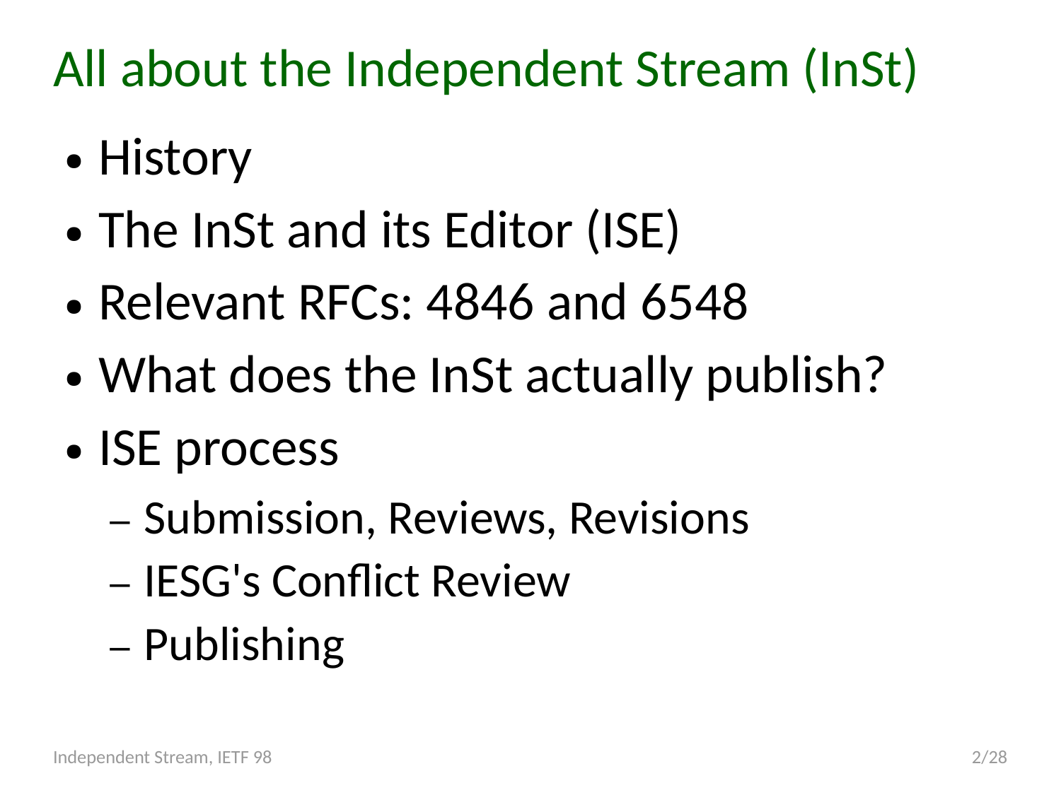# All about the Independent Stream (InSt)

- History
- The InSt and its Editor (ISE)
- Relevant RFCs: 4846 and 6548
- What does the InSt actually publish?
- ISE process
  - Submission, Reviews, Revisions
  - IESG's Conflict Review
  - Publishing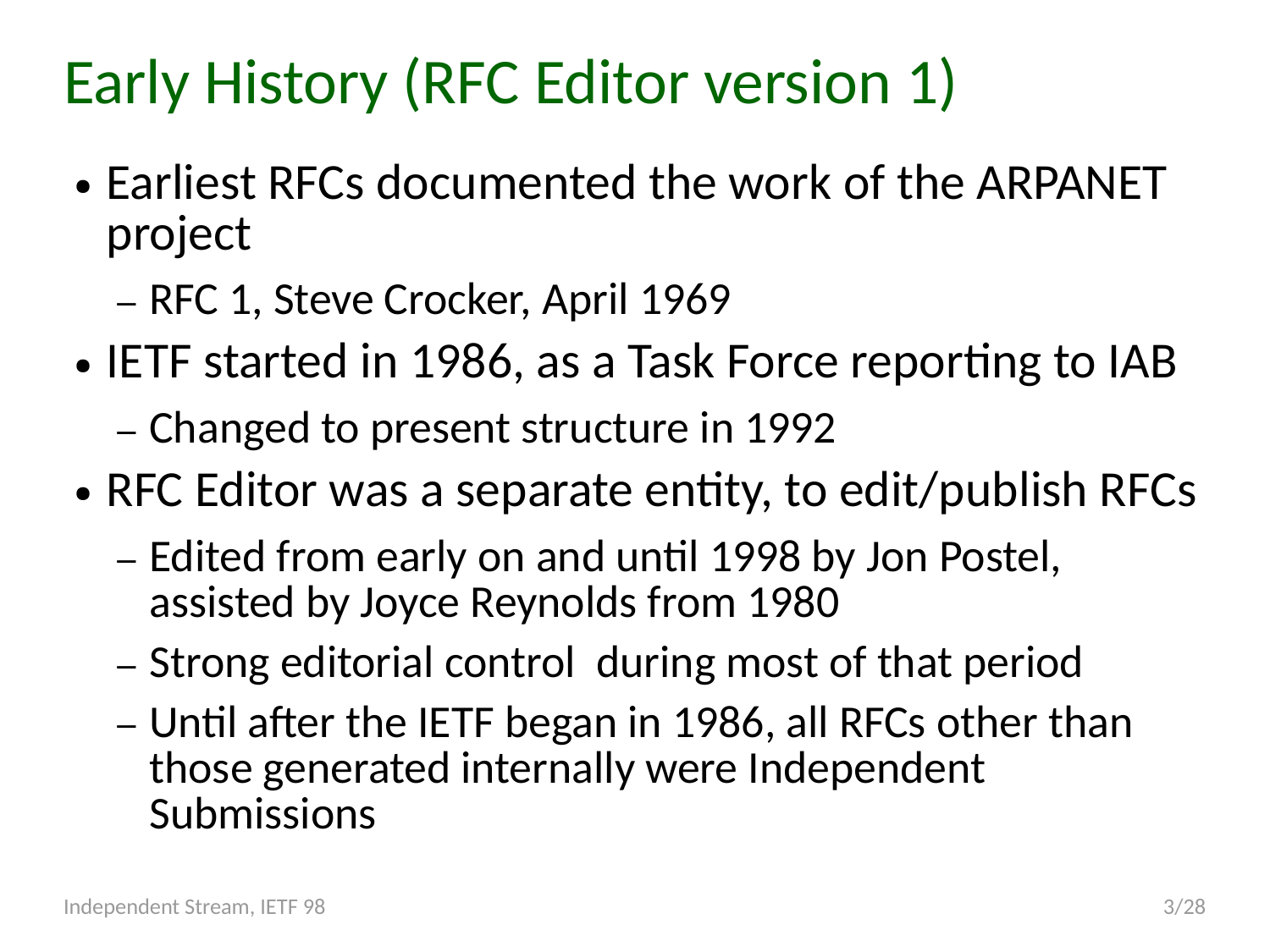# Early History (RFC Editor version 1)

- Earliest RFCs documented the work of the ARPANET project
  - RFC 1, Steve Crocker, April 1969
- IETF started in 1986, as a Task Force reporting to IAB
  - Changed to present structure in 1992
- RFC Editor was a separate entity, to edit/publish RFCs
  - Edited from early on and until 1998 by Jon Postel, assisted by Joyce Reynolds from 1980
  - Strong editorial control during most of that period
  - Until after the IETF began in 1986, all RFCs other than those generated internally were Independent Submissions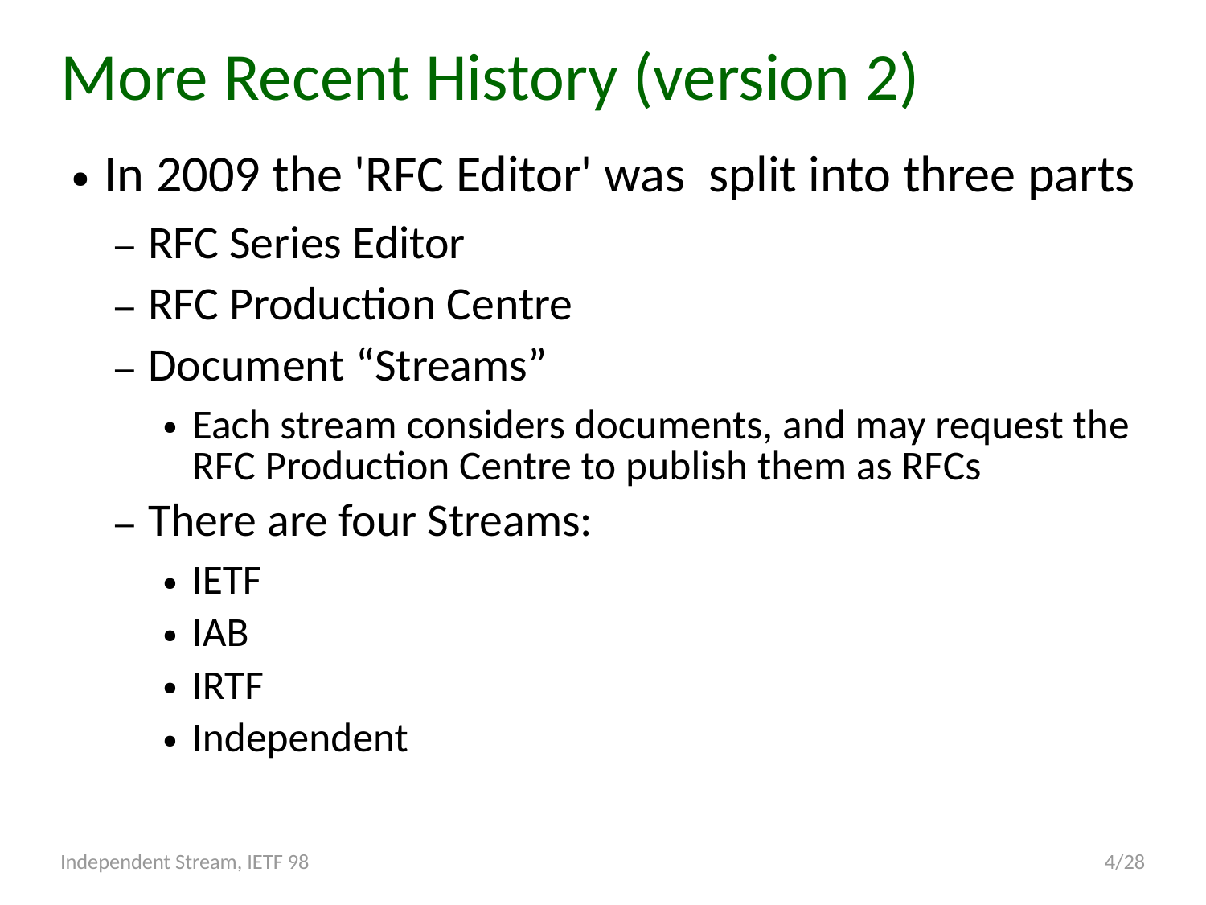# More Recent History (version 2)

- In 2009 the 'RFC Editor' was split into three parts
  - RFC Series Editor
  - RFC Production Centre
  - Document "Streams"
    - Each stream considers documents, and may request the RFC Production Centre to publish them as RFCs
  - There are four Streams:
    - IETF
    - IAB
    - IRTF
    - Independent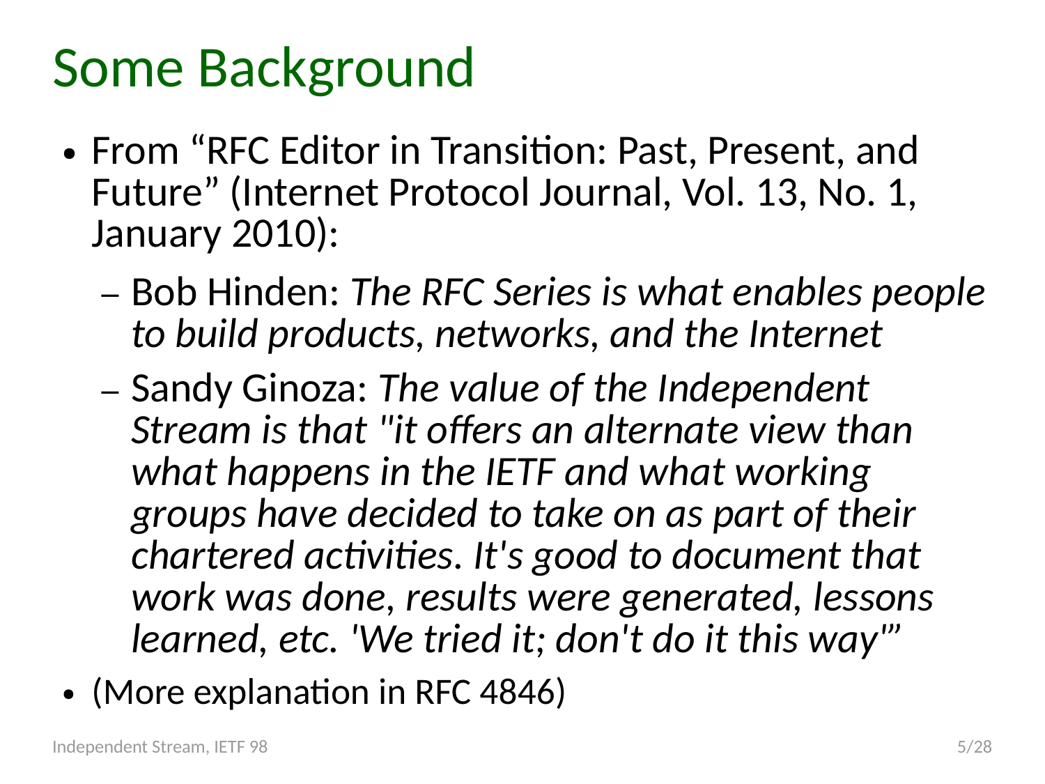# Some Background

- From “RFC Editor in Transition: Past, Present, and Future” (Internet Protocol Journal, Vol. 13, No. 1, January 2010):
  - Bob Hinden: *The RFC Series is what enables people to build products, networks, and the Internet*
  - Sandy Ginoza: *The value of the Independent Stream is that "it offers an alternate view than what happens in the IETF and what working groups have decided to take on as part of their chartered activities. It's good to document that work was done, results were generated, lessons learned, etc. 'We tried it; don't do it this way'"*
- (More explanation in RFC 4846)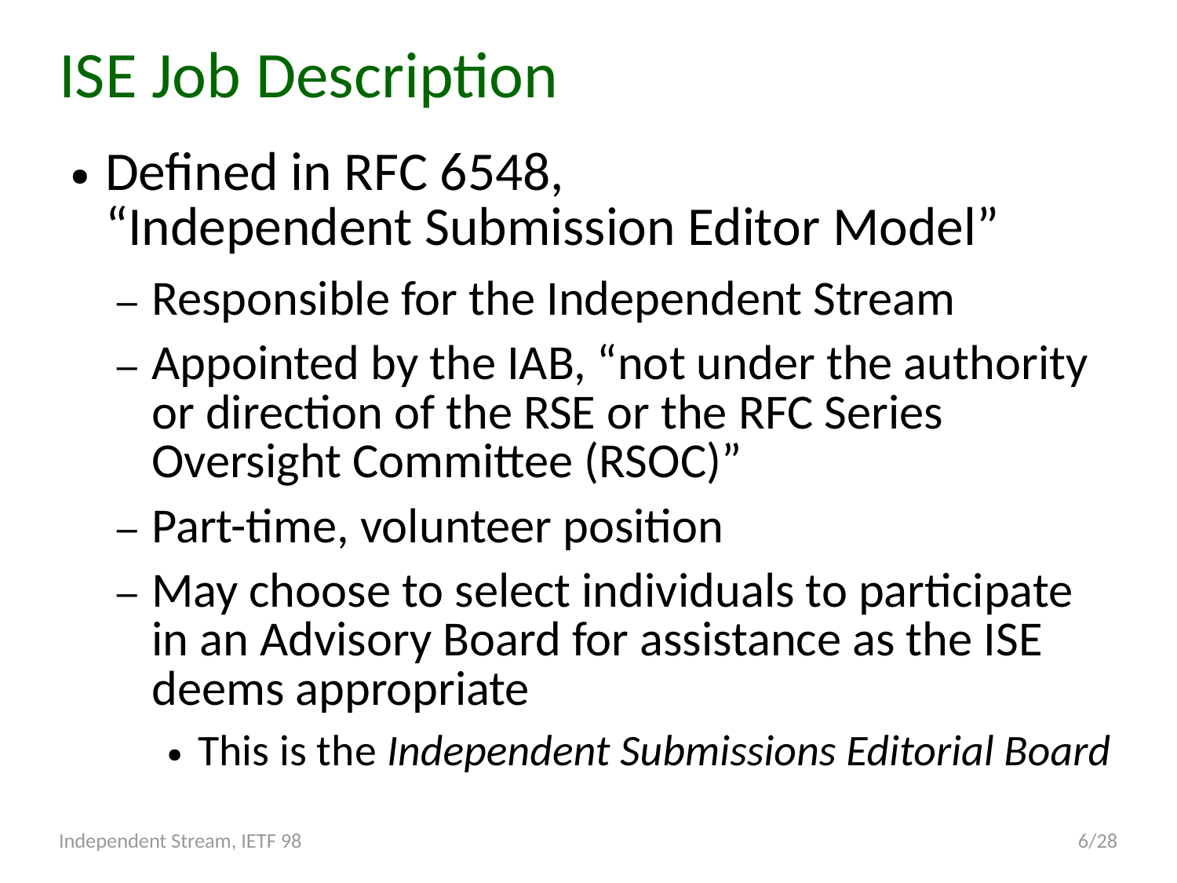# ISE Job Description

- Defined in RFC 6548, "Independent Submission Editor Model"
  - Responsible for the Independent Stream
  - Appointed by the IAB, "not under the authority or direction of the RSE or the RFC Series Oversight Committee (RSOC)"
  - Part-time, volunteer position
  - May choose to select individuals to participate in an Advisory Board for assistance as the ISE deems appropriate
    - This is the *Independent Submissions Editorial Board*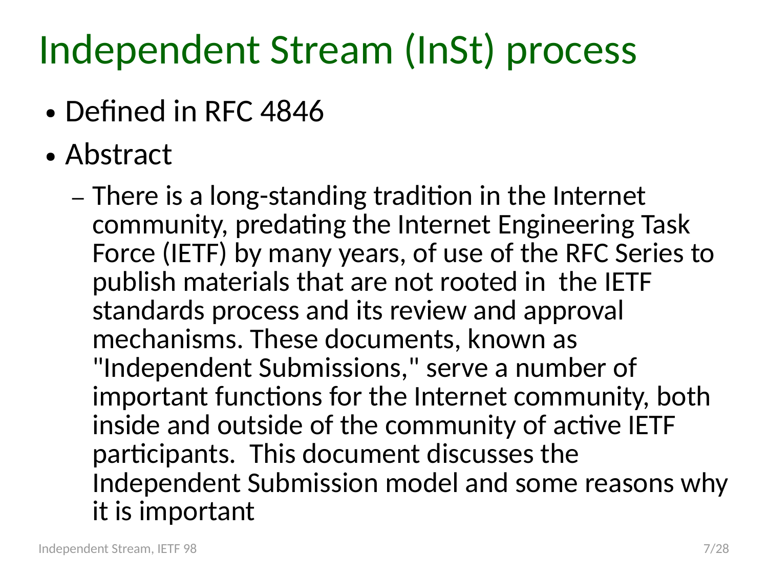# Independent Stream (InSt) process

- Defined in RFC 4846
- Abstract
  - There is a long-standing tradition in the Internet community, predating the Internet Engineering Task Force (IETF) by many years, of use of the RFC Series to publish materials that are not rooted in the IETF standards process and its review and approval mechanisms. These documents, known as "Independent Submissions," serve a number of important functions for the Internet community, both inside and outside of the community of active IETF participants. This document discusses the Independent Submission model and some reasons why it is important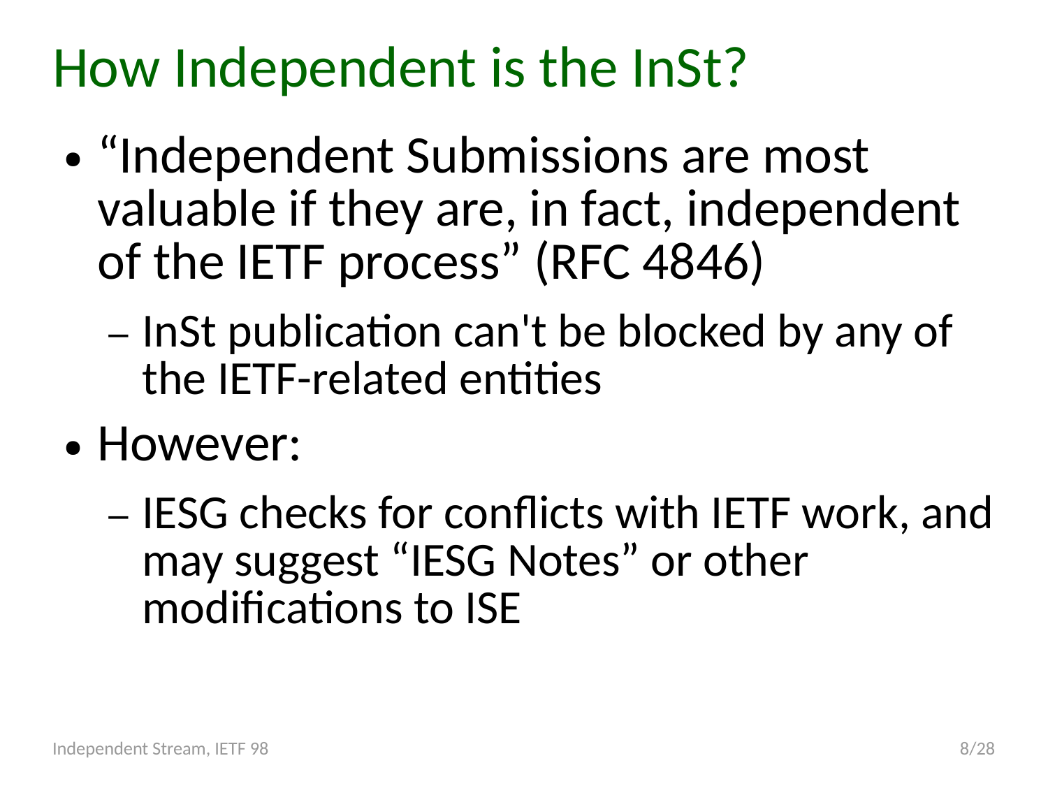# How Independent is the InSt?

- "Independent Submissions are most valuable if they are, in fact, independent of the IETF process" (RFC 4846)
  - InSt publication can't be blocked by any of the IETF-related entities
- However:
  - IESG checks for conflicts with IETF work, and may suggest "IESG Notes" or other modifications to ISE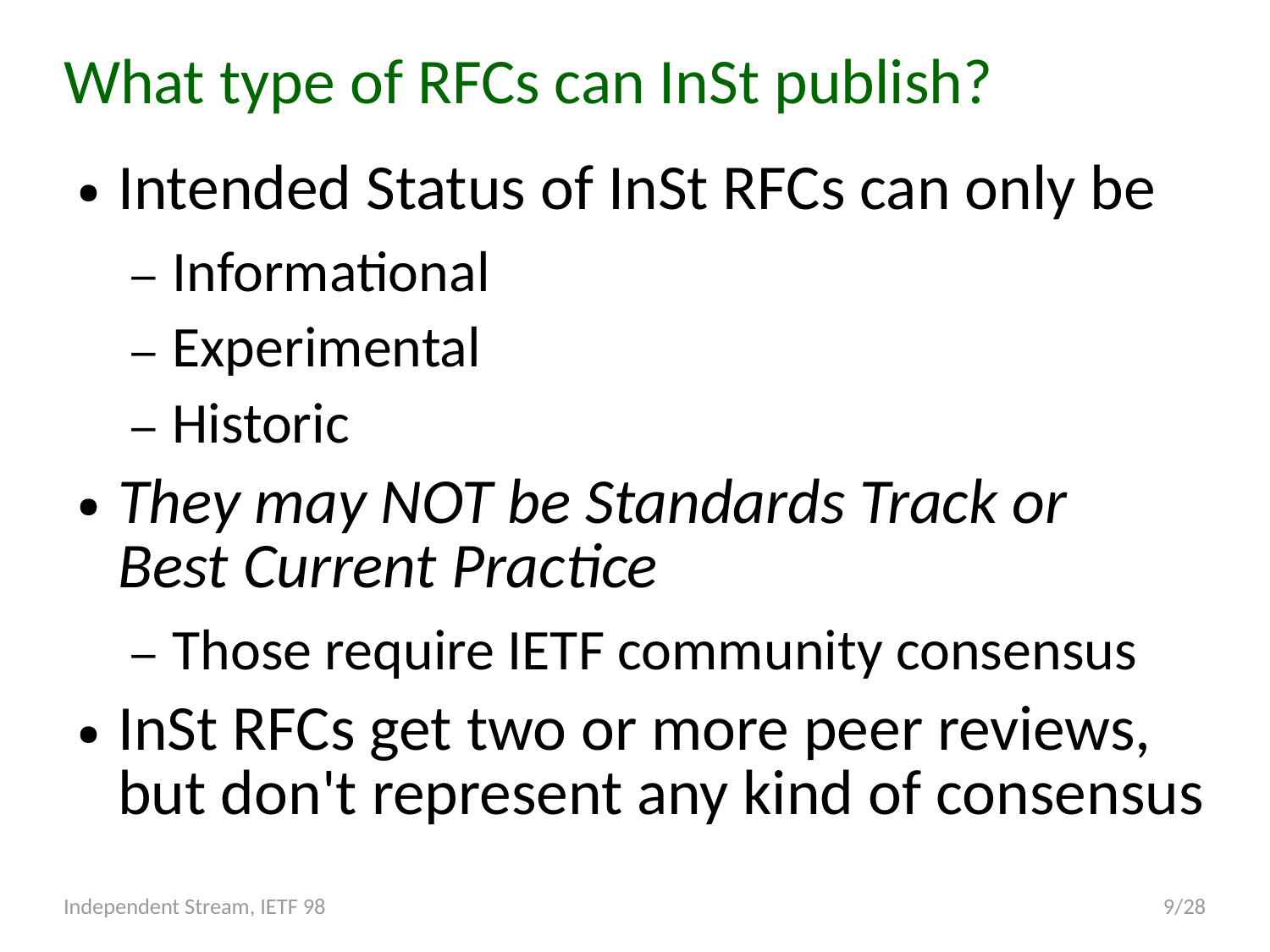# What type of RFCs can InSt publish?

- Intended Status of InSt RFCs can only be
  - Informational
  - Experimental
  - Historic
- *They may NOT be Standards Track or Best Current Practice*
  - Those require IETF community consensus
- InSt RFCs get two or more peer reviews, but don't represent any kind of consensus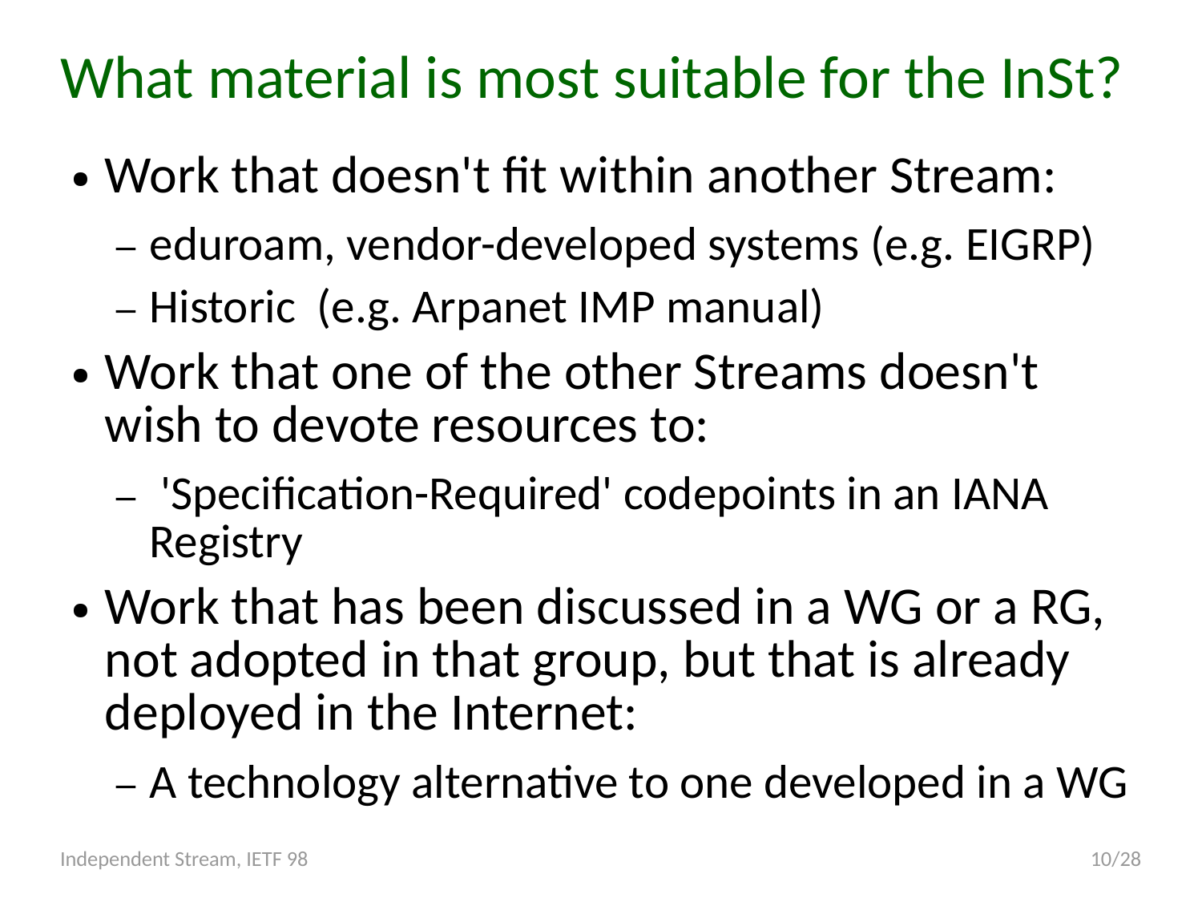# What material is most suitable for the InSt?

- Work that doesn't fit within another Stream:
  - eduroam, vendor-developed systems (e.g. EIGRP)
  - Historic (e.g. Arpanet IMP manual)
- Work that one of the other Streams doesn't wish to devote resources to:
  - 'Specification-Required' codepoints in an IANA Registry
- Work that has been discussed in a WG or a RG, not adopted in that group, but that is already deployed in the Internet:
  - A technology alternative to one developed in a WG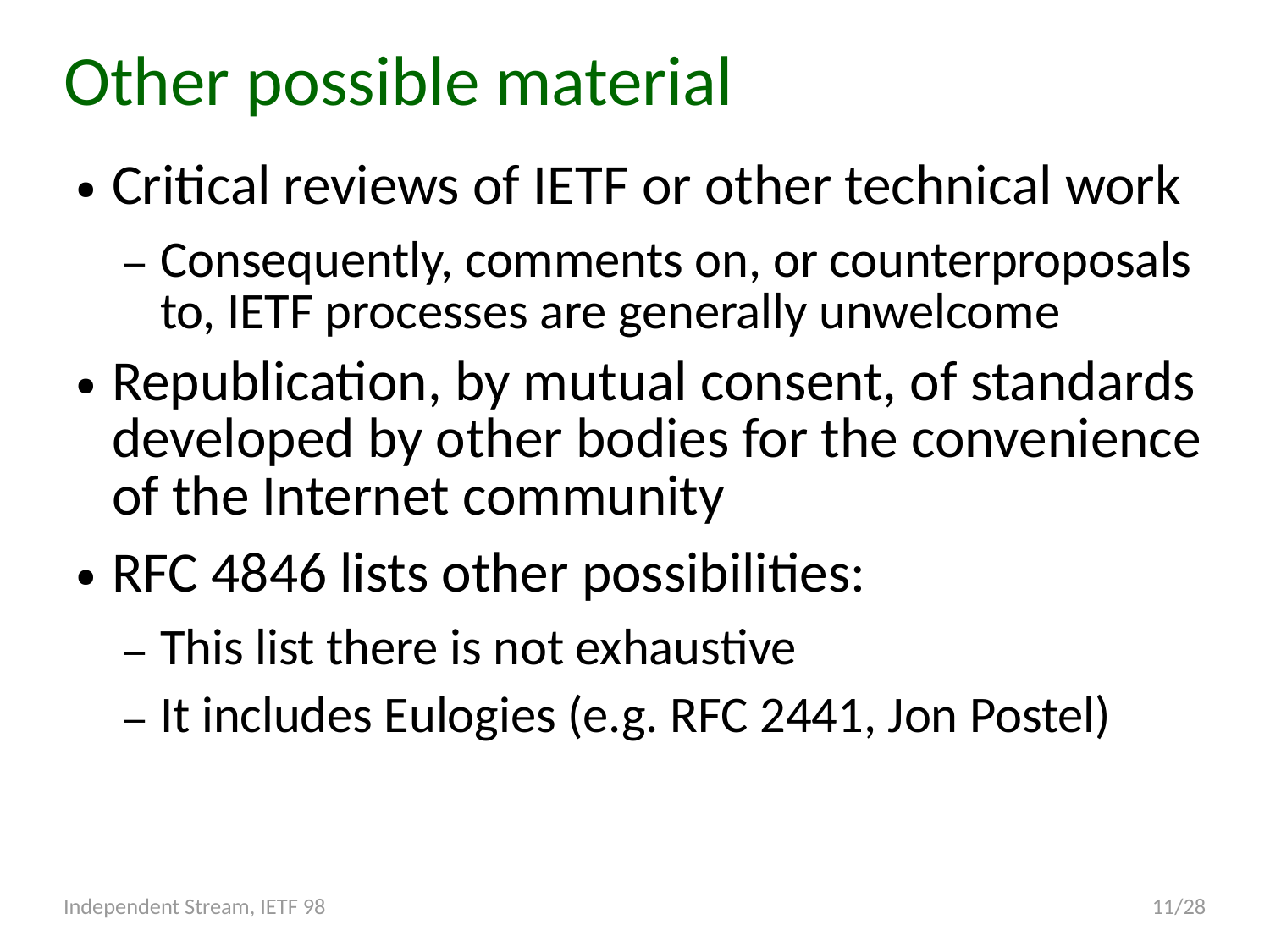# Other possible material

- Critical reviews of IETF or other technical work
  - Consequently, comments on, or counterproposals to, IETF processes are generally unwelcome
- Republication, by mutual consent, of standards developed by other bodies for the convenience of the Internet community
- RFC 4846 lists other possibilities:
  - This list there is not exhaustive
  - It includes Eulogies (e.g. RFC 2441, Jon Postel)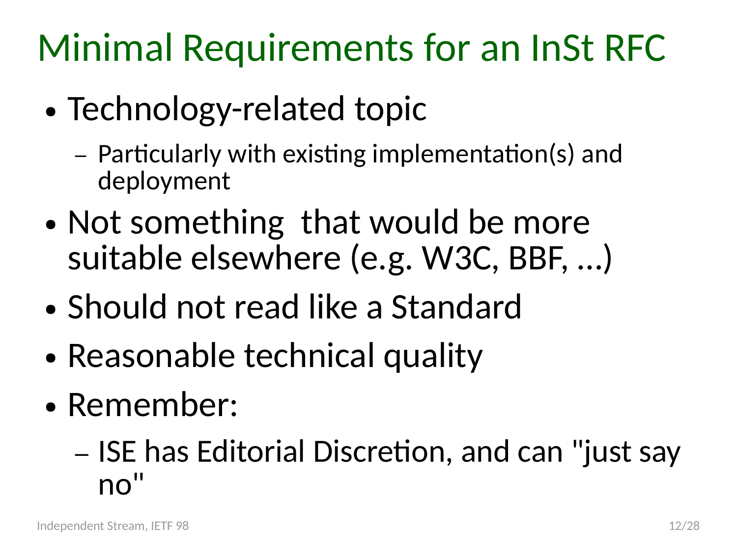# Minimal Requirements for an InSt RFC

- Technology-related topic
  - Particularly with existing implementation(s) and deployment
- Not something that would be more suitable elsewhere (e.g. W3C, BBF, ...)
- Should not read like a Standard
- Reasonable technical quality
- Remember:
  - ISE has Editorial Discretion, and can "just say no"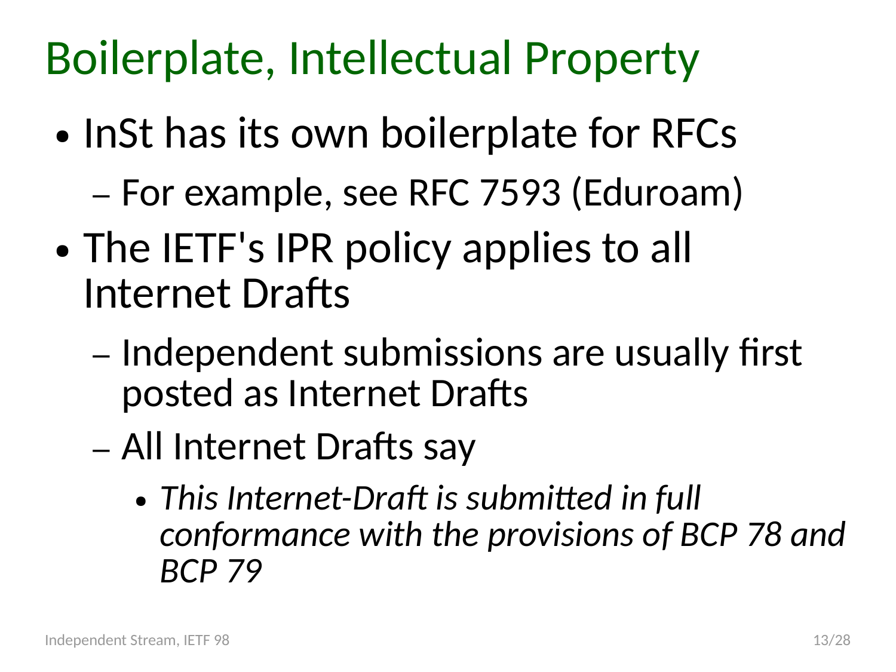# Boilerplate, Intellectual Property

- InSt has its own boilerplate for RFCs
  - For example, see RFC 7593 (Eduroam)
- The IETF's IPR policy applies to all Internet Drafts
  - Independent submissions are usually first posted as Internet Drafts
  - All Internet Drafts say
    - *This Internet-Draft is submitted in full conformance with the provisions of BCP 78 and BCP 79*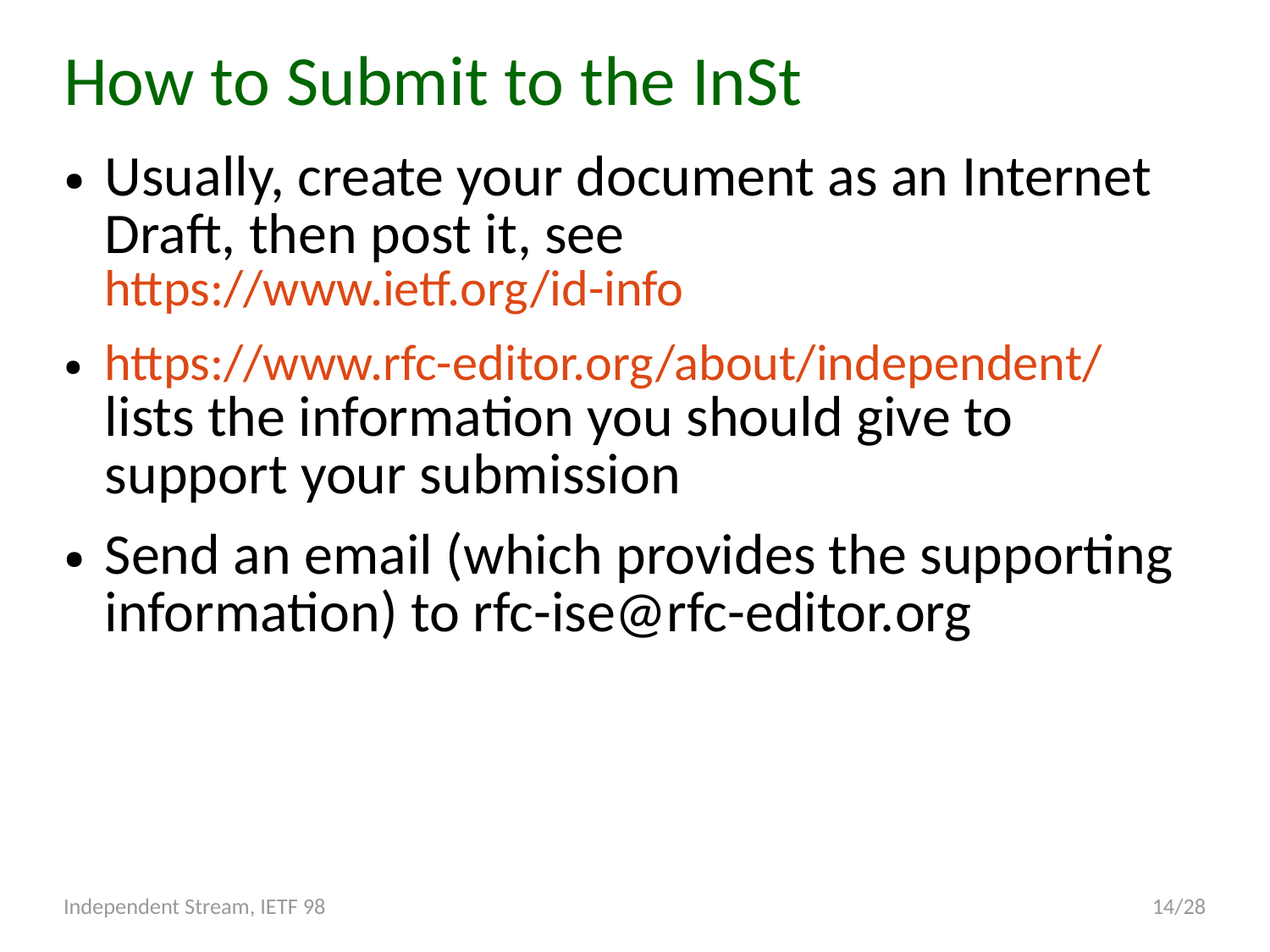# How to Submit to the InSt

- Usually, create your document as an Internet Draft, then post it, see https://www.ietf.org/id-info
- https://www.rfc-editor.org/about/independent/ lists the information you should give to support your submission
- Send an email (which provides the supporting information) to rfc-ise@rfc-editor.org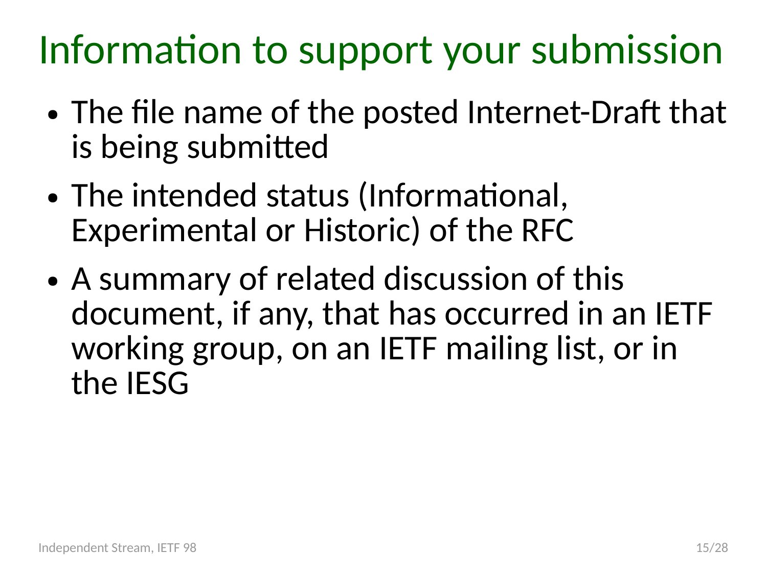# Information to support your submission

- The file name of the posted Internet-Draft that is being submitted
- The intended status (Informational, Experimental or Historic) of the RFC
- A summary of related discussion of this document, if any, that has occurred in an IETF working group, on an IETF mailing list, or in the IESG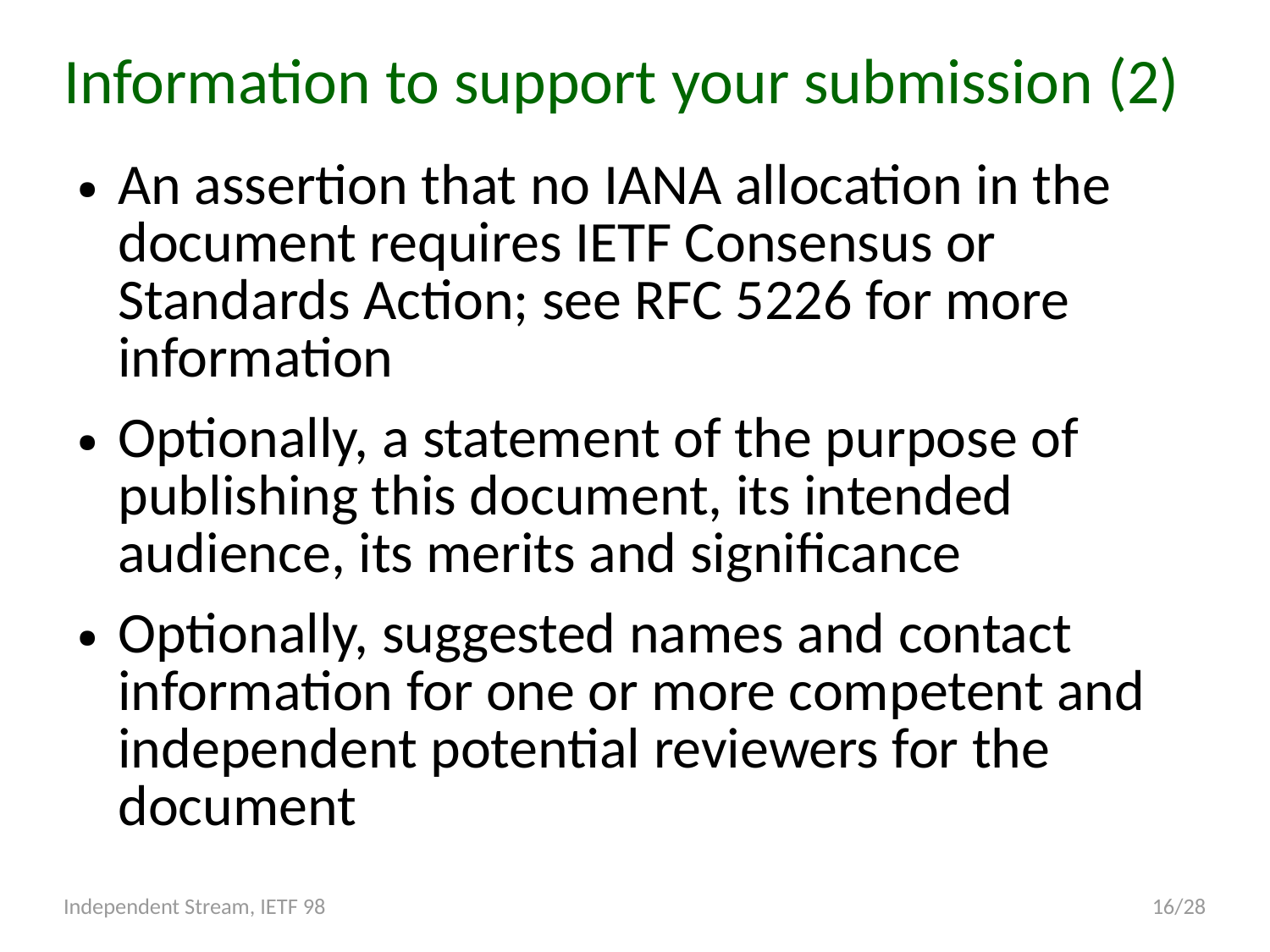# Information to support your submission (2)

- An assertion that no IANA allocation in the document requires IETF Consensus or Standards Action; see RFC 5226 for more information
- Optionally, a statement of the purpose of publishing this document, its intended audience, its merits and significance
- Optionally, suggested names and contact information for one or more competent and independent potential reviewers for the document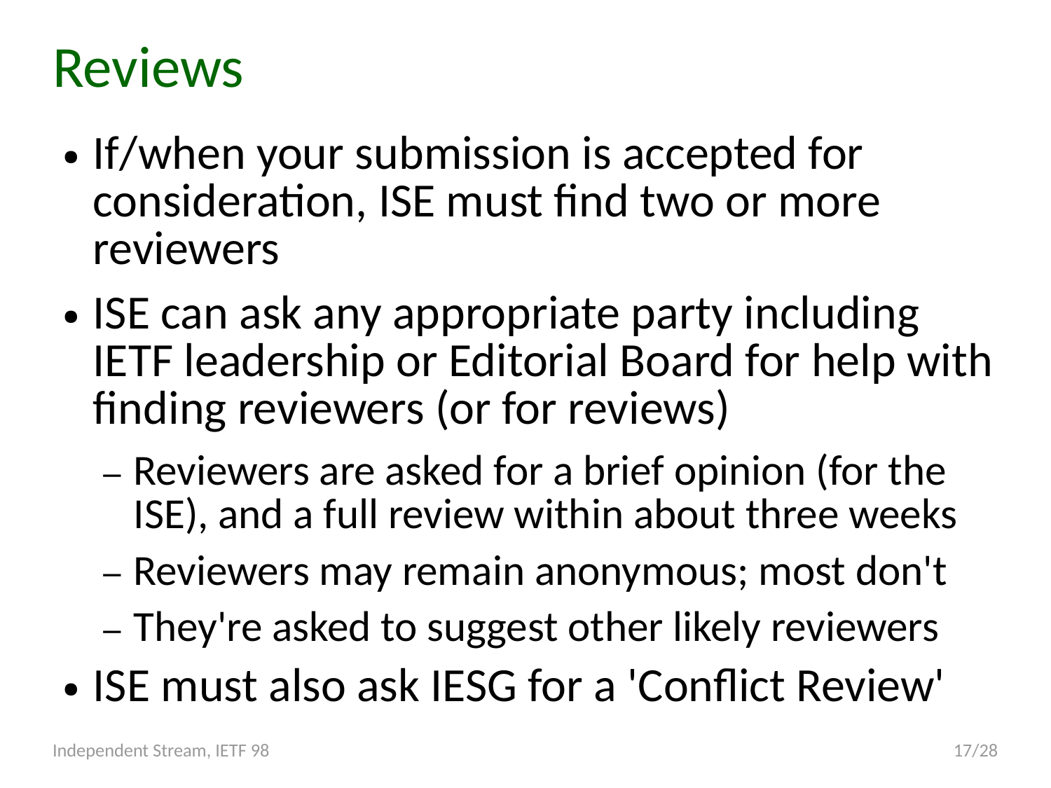# Reviews

- If/when your submission is accepted for consideration, ISE must find two or more reviewers
- ISE can ask any appropriate party including IETF leadership or Editorial Board for help with finding reviewers (or for reviews)
  - Reviewers are asked for a brief opinion (for the ISE), and a full review within about three weeks
  - Reviewers may remain anonymous; most don't
  - They're asked to suggest other likely reviewers
- ISE must also ask IESG for a 'Conflict Review'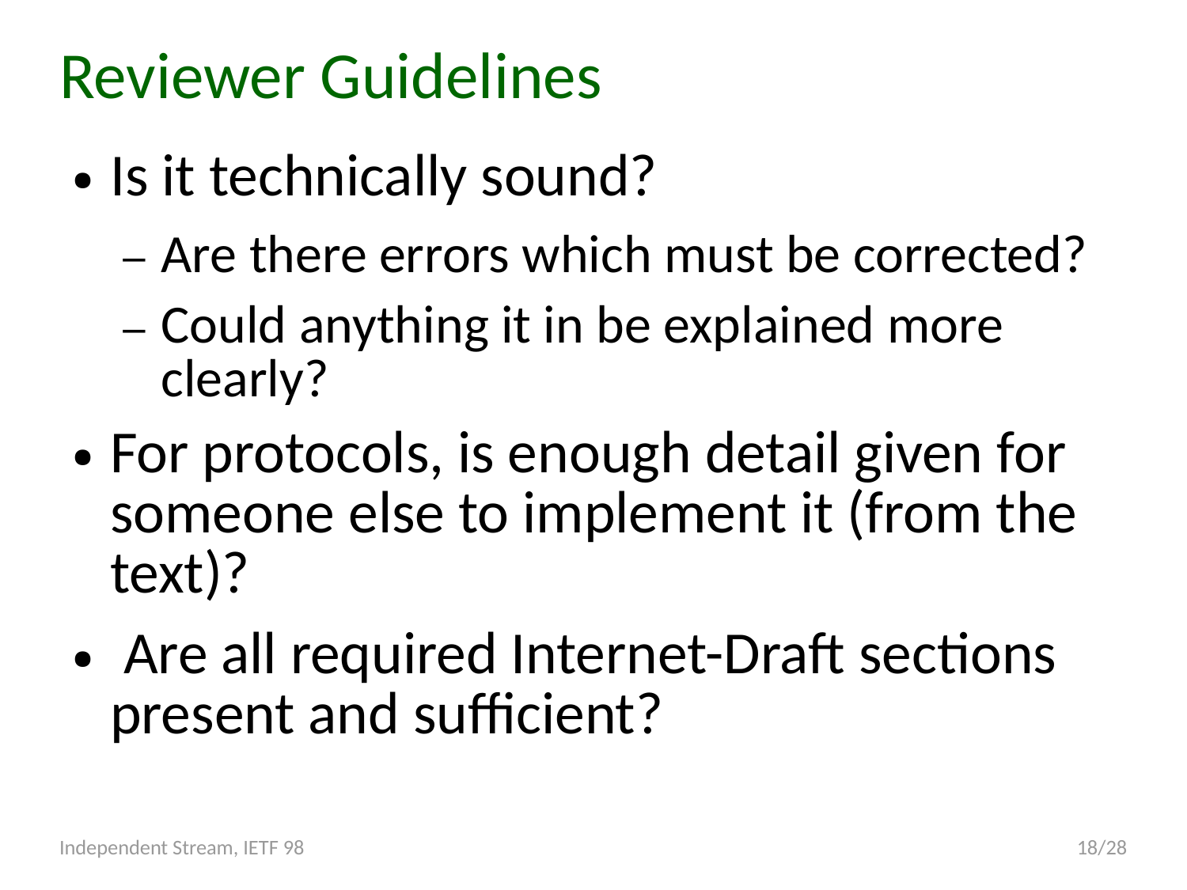# Reviewer Guidelines

- Is it technically sound?
  - Are there errors which must be corrected?
  - Could anything it in be explained more clearly?
- For protocols, is enough detail given for someone else to implement it (from the text)?
- Are all required Internet-Draft sections present and sufficient?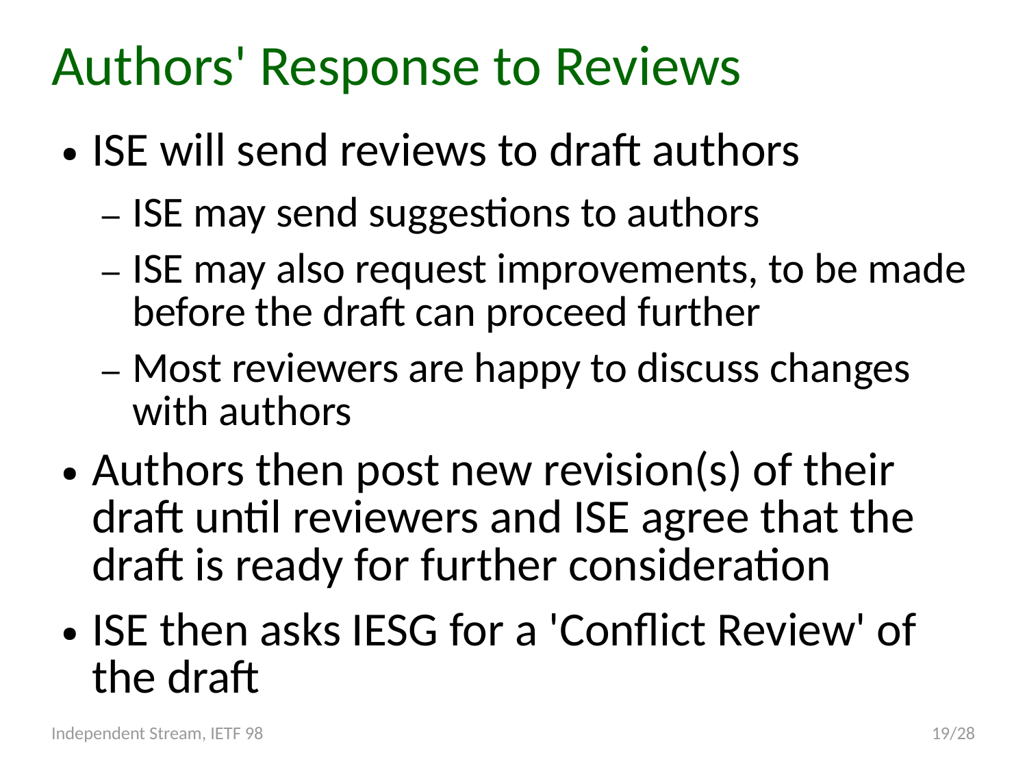# Authors' Response to Reviews

- ISE will send reviews to draft authors
  - ISE may send suggestions to authors
  - ISE may also request improvements, to be made before the draft can proceed further
  - Most reviewers are happy to discuss changes with authors
- Authors then post new revision(s) of their draft until reviewers and ISE agree that the draft is ready for further consideration
- ISE then asks IESG for a 'Conflict Review' of the draft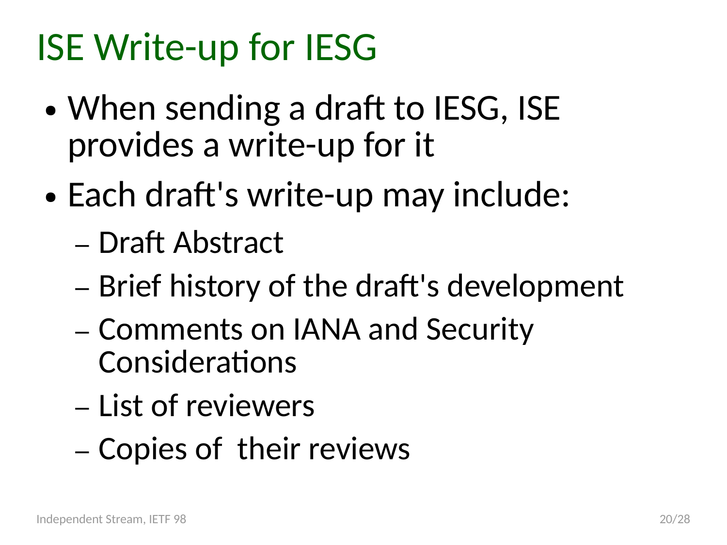# ISE Write-up for IESG

- When sending a draft to IESG, ISE provides a write-up for it
- Each draft's write-up may include:
  - Draft Abstract
  - Brief history of the draft's development
  - Comments on IANA and Security Considerations
  - List of reviewers
  - Copies of their reviews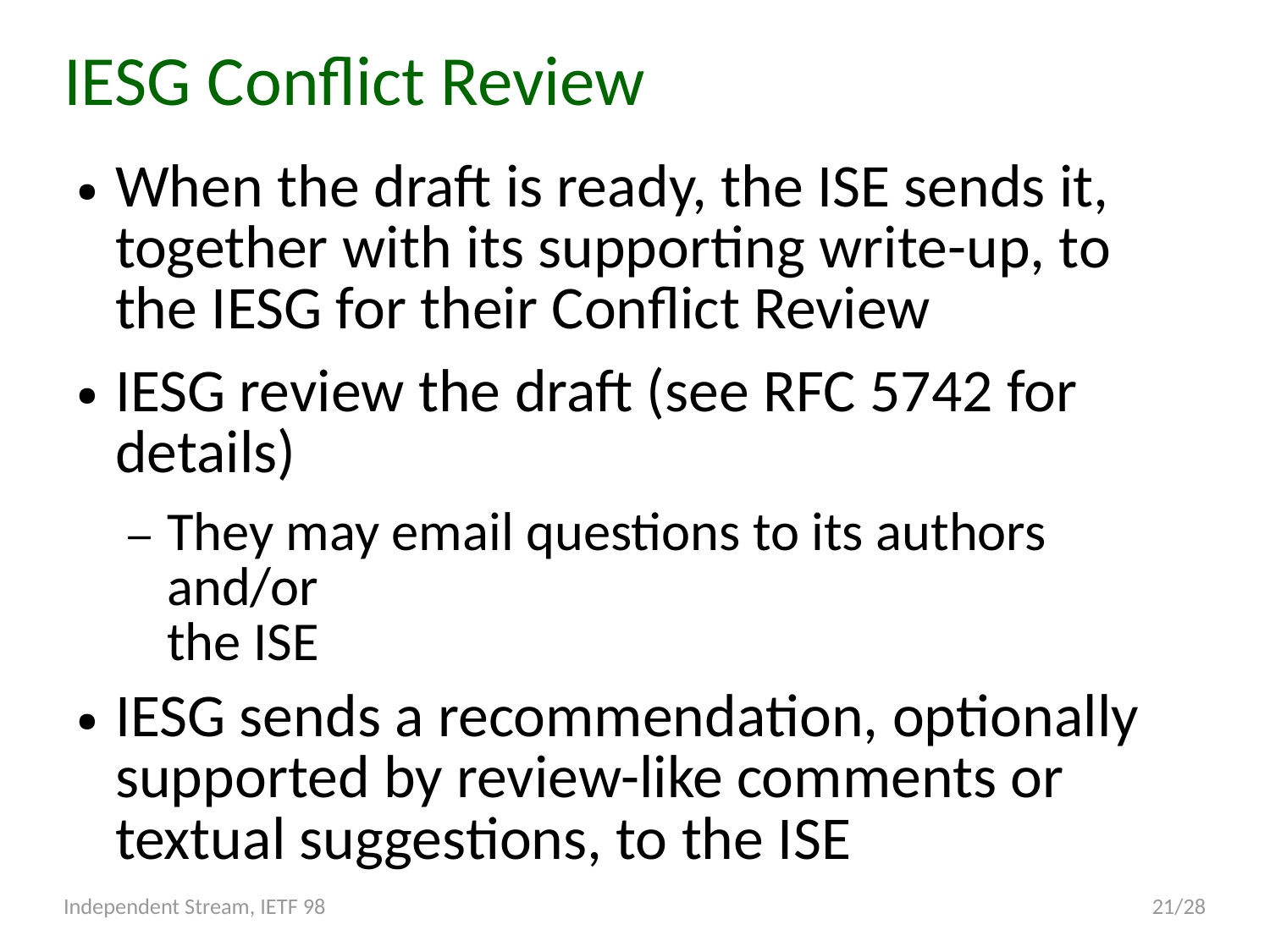# IESG Conflict Review

- When the draft is ready, the ISE sends it, together with its supporting write-up, to the IESG for their Conflict Review
- IESG review the draft (see RFC 5742 for details)
  - They may email questions to its authors and/or the ISE
- IESG sends a recommendation, optionally supported by review-like comments or textual suggestions, to the ISE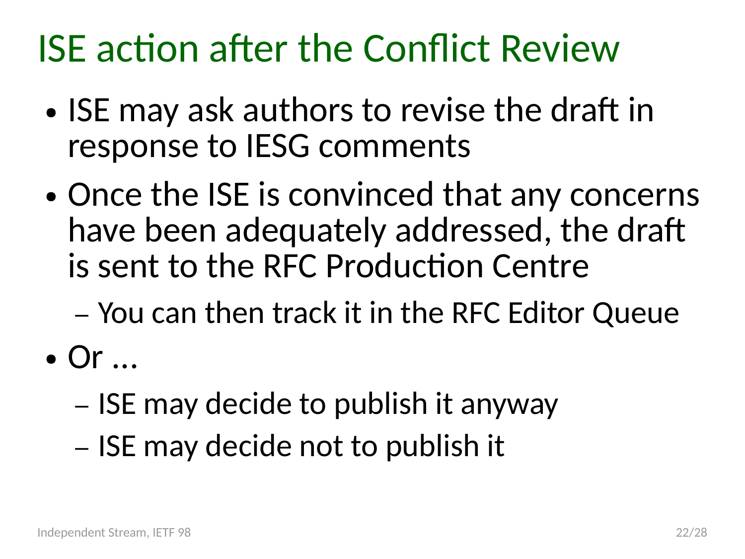# ISE action after the Conflict Review

- ISE may ask authors to revise the draft in response to IESG comments
- Once the ISE is convinced that any concerns have been adequately addressed, the draft is sent to the RFC Production Centre
  - You can then track it in the RFC Editor Queue
- Or …
  - ISE may decide to publish it anyway
  - ISE may decide not to publish it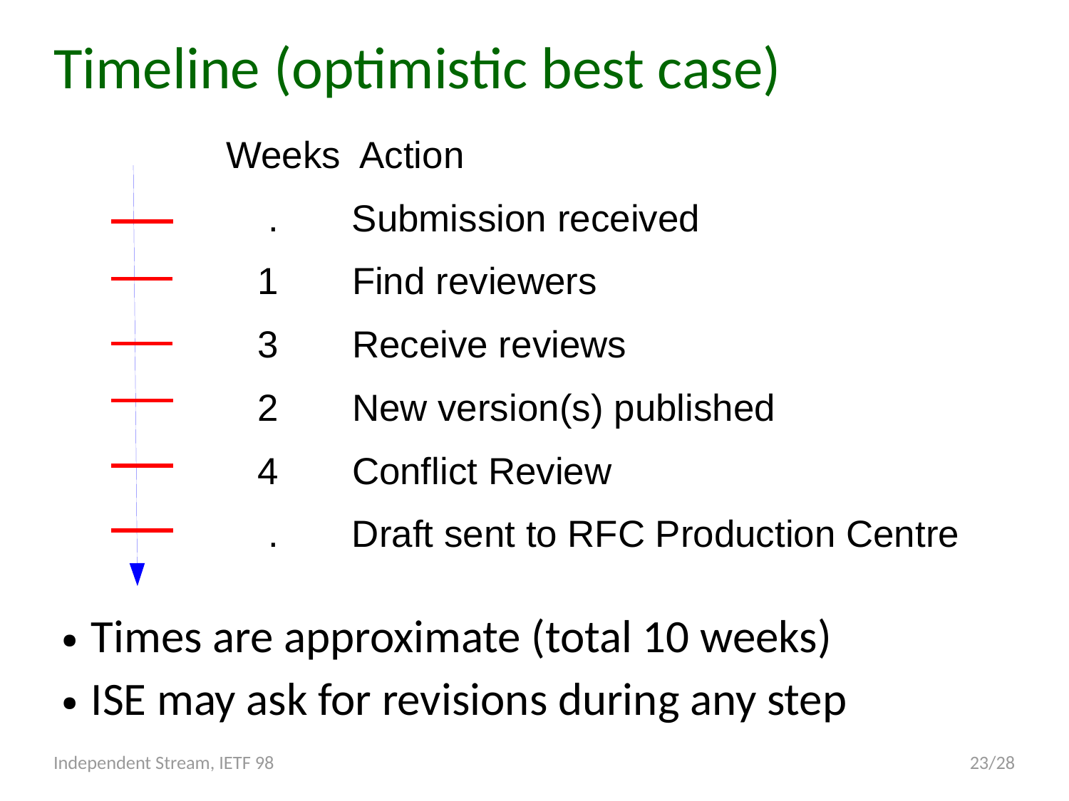# Timeline (optimistic best case)

| Weeks | Action |
| --- | --- |
| . | Submission received |
| 1 | Find reviewers |
| 3 | Receive reviews |
| 2 | New version(s) published |
| 4 | Conflict Review |
| . | Draft sent to RFC Production Centre |

- Times are approximate (total 10 weeks)
- ISE may ask for revisions during any step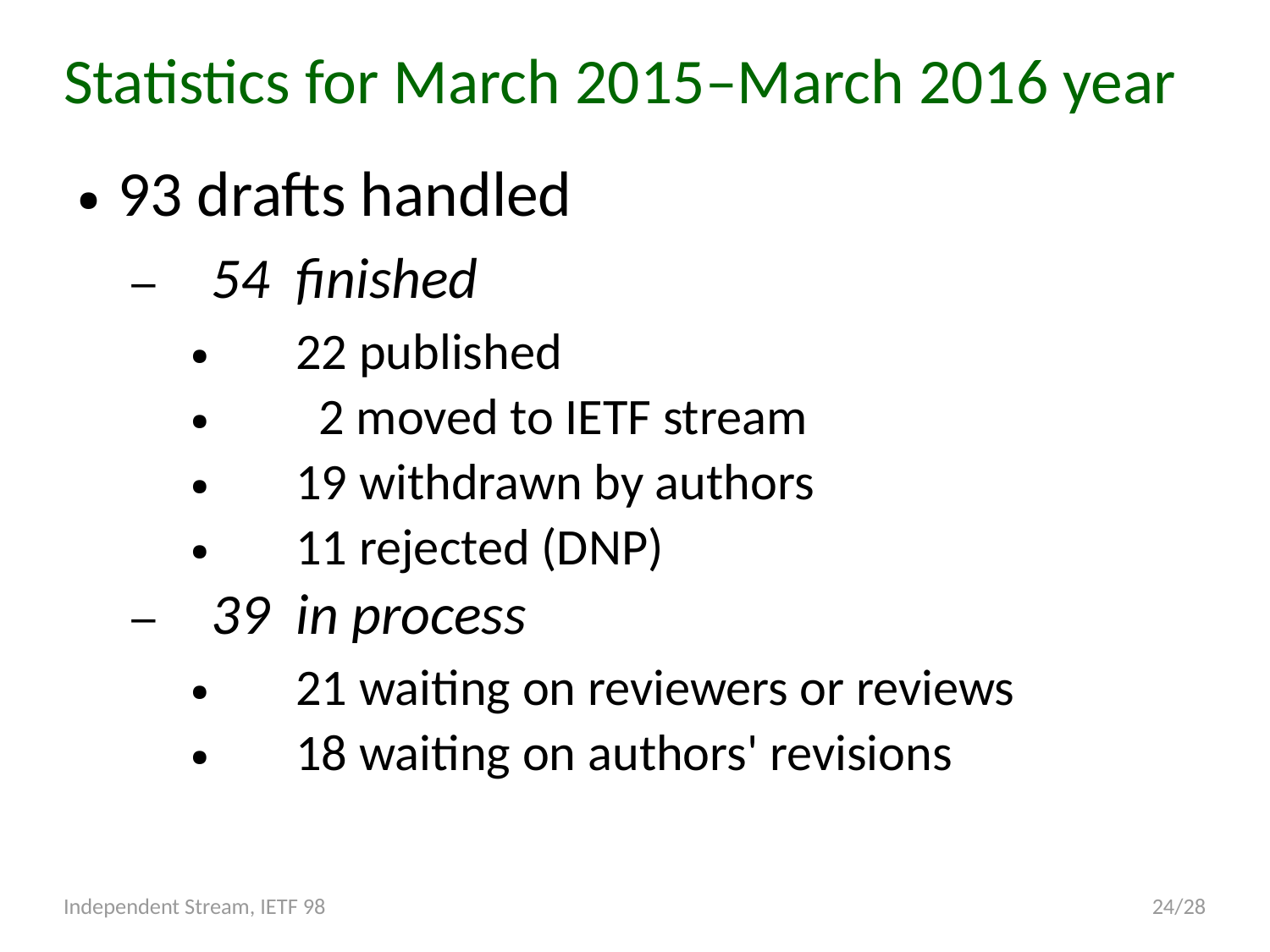# Statistics for March 2015–March 2016 year

- 93 drafts handled
  - *54 finished*
    - 22 published
    - 2 moved to IETF stream
    - 19 withdrawn by authors
    - 11 rejected (DNP)
  - *39 in process*
    - 21 waiting on reviewers or reviews
    - 18 waiting on authors' revisions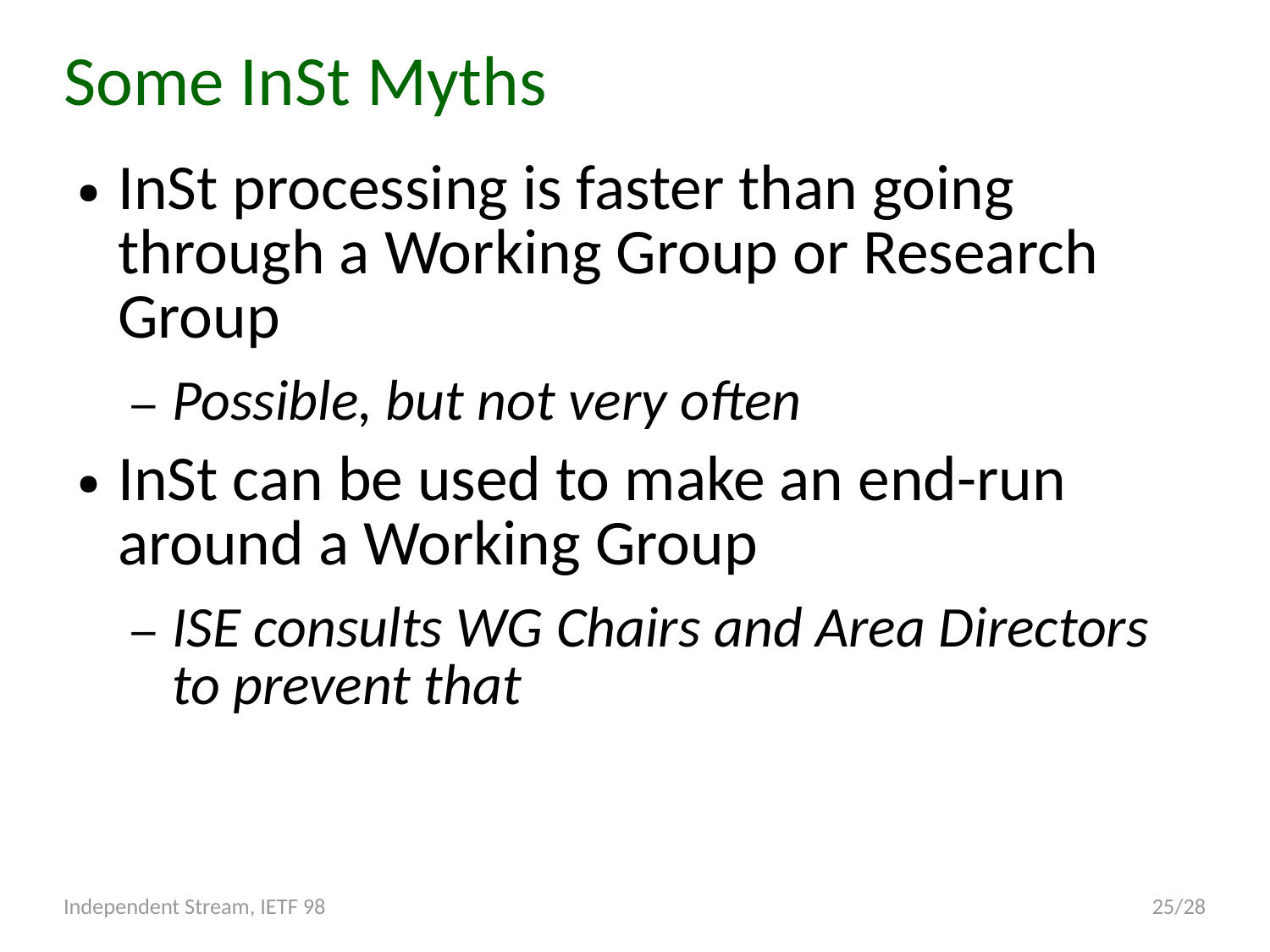# Some InSt Myths

- InSt processing is faster than going through a Working Group or Research Group
  - *Possible, but not very often*
- InSt can be used to make an end-run around a Working Group
  - *ISE consults WG Chairs and Area Directors to prevent that*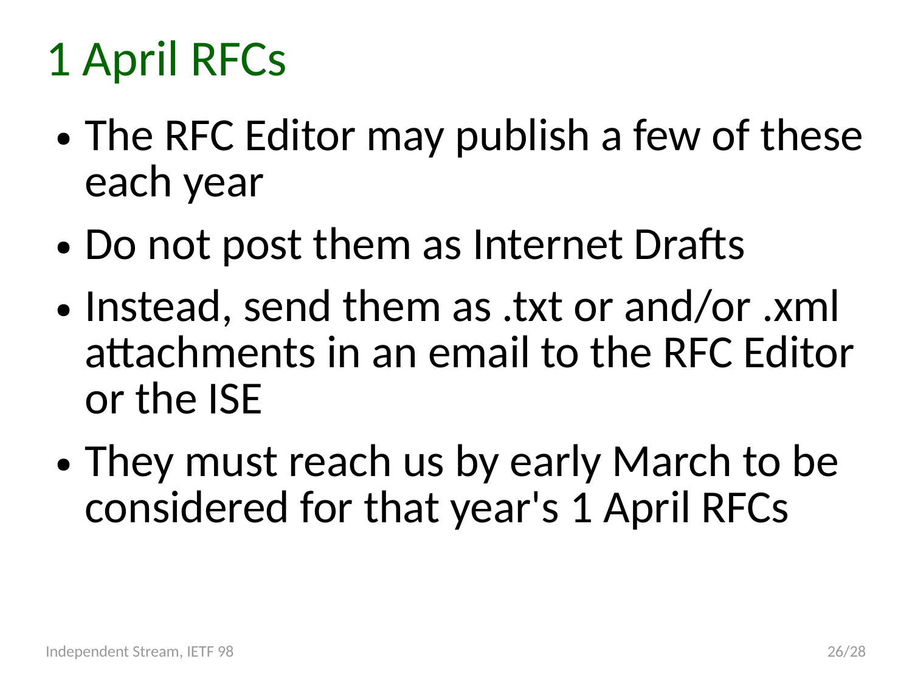# 1 April RFCs

- The RFC Editor may publish a few of these each year
- Do not post them as Internet Drafts
- Instead, send them as .txt or and/or .xml attachments in an email to the RFC Editor or the ISE
- They must reach us by early March to be considered for that year's 1 April RFCs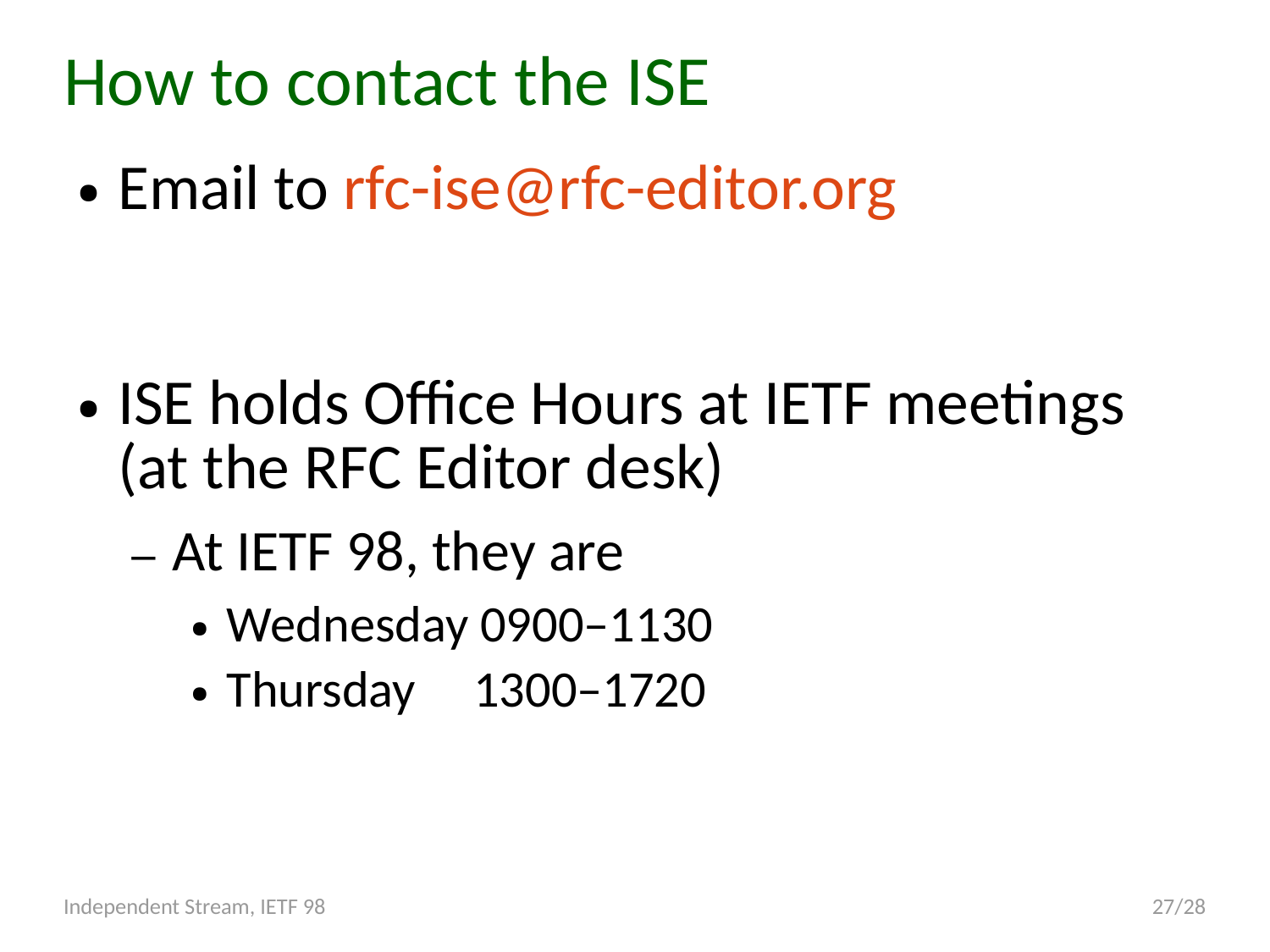# How to contact the ISE

- Email to rfc-ise@rfc-editor.org

- ISE holds Office Hours at IETF meetings (at the RFC Editor desk)
  - At IETF 98, they are
    - Wednesday 0900–1130
    - Thursday 1300–1720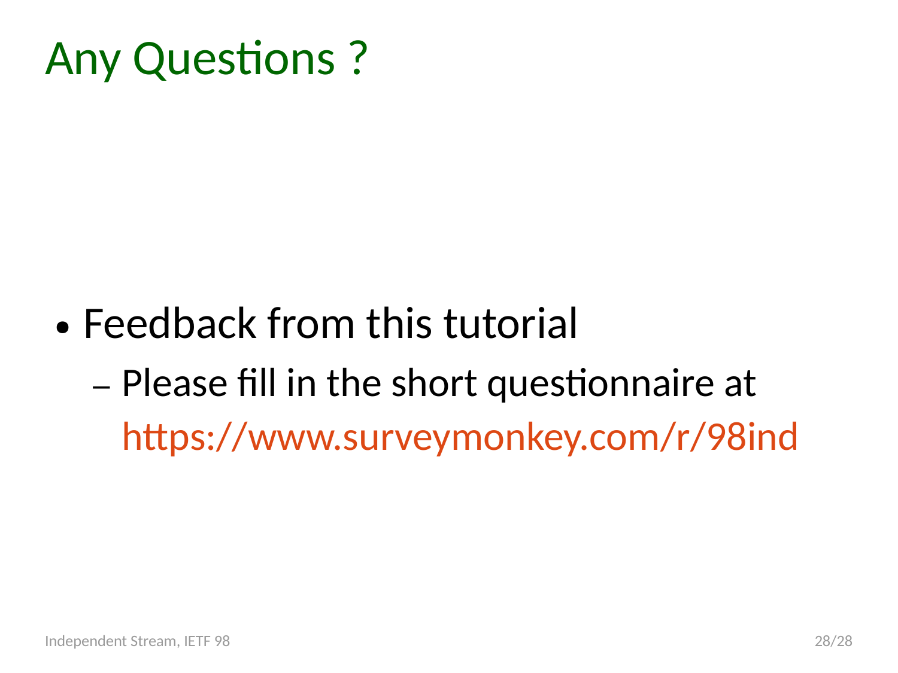# Any Questions ?

- Feedback from this tutorial
  - Please fill in the short questionnaire at https://www.surveymonkey.com/r/98ind